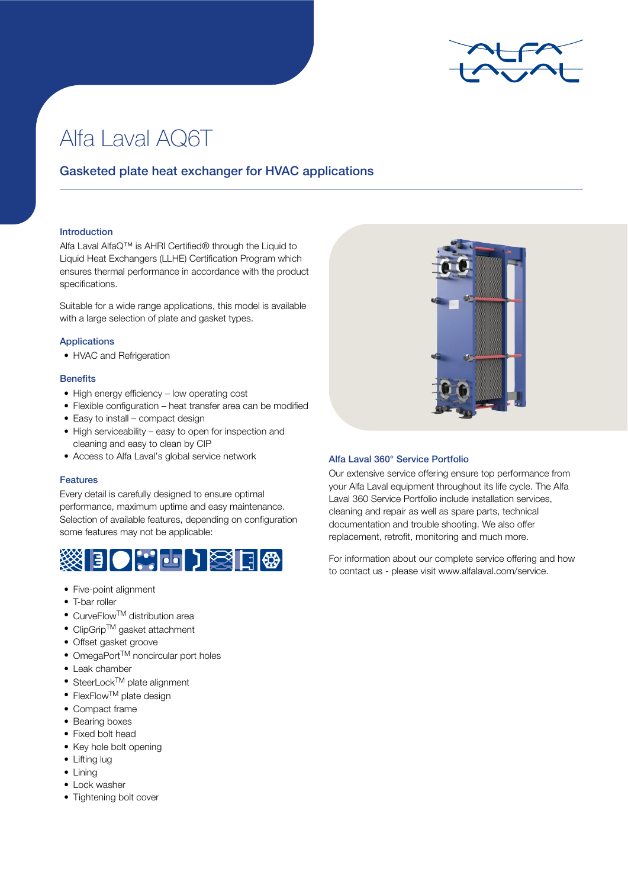# Alfa Laval AQ6T

## Gasketed plate heat exchanger for HVAC applications

### Introduction

Alfa Laval AlfaQ™ is AHRI Certified® through the Liquid to Liquid Heat Exchangers (LLHE) Certification Program which ensures thermal performance in accordance with the product specifications.

Suitable for a wide range applications, this model is available with a large selection of plate and gasket types.

### Applications

- HVAC and Refrigeration

### Benefits

- High energy efficiency – low operating cost
- Flexible configuration – heat transfer area can be modified
- Easy to install – compact design
- High serviceability – easy to open for inspection and cleaning and easy to clean by CIP
- Access to Alfa Laval's global service network

### Features

Every detail is carefully designed to ensure optimal performance, maximum uptime and easy maintenance. Selection of available features, depending on configuration some features may not be applicable:

- Five-point alignment
- T-bar roller
- CurveFlow™ distribution area
- ClipGrip™ gasket attachment
- Offset gasket groove
- OmegaPort™ noncircular port holes
- Leak chamber
- SteerLock™ plate alignment
- FlexFlow™ plate design
- Compact frame
- Bearing boxes
- Fixed bolt head
- Key hole bolt opening
- Lifting lug
- Lining
- Lock washer
- Tightening bolt cover

### Alfa Laval 360° Service Portfolio

Our extensive service offering ensure top performance from your Alfa Laval equipment throughout its life cycle. The Alfa Laval 360 Service Portfolio include installation services, cleaning and repair as well as spare parts, technical documentation and trouble shooting. We also offer replacement, retrofit, monitoring and much more.

For information about our complete service offering and how to contact us - please visit www.alfalaval.com/service.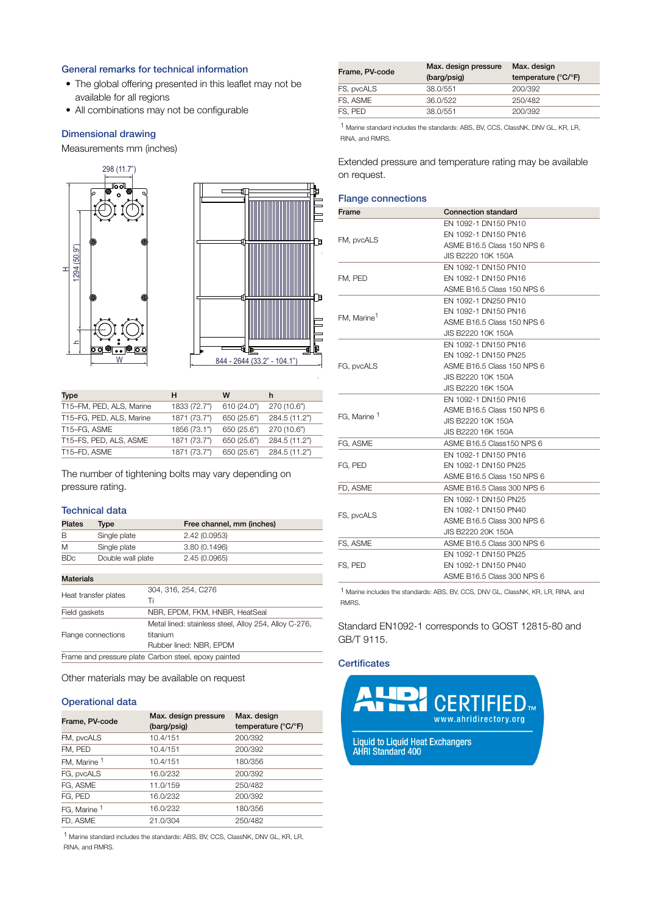## General remarks for technical information

- The global offering presented in this leaflet may not be available for all regions
- All combinations may not be configurable

## Dimensional drawing

Measurements mm (inches)

298 (11.7")

H 1294 (50.9")

h

W

844 - 2644 (33.2" - 104.1")

| Type | H | W | h |
|---|---|---|---|
| T15–FM, PED, ALS, Marine | 1833 (72.7") | 610 (24.0") | 270 (10.6") |
| T15–FG, PED, ALS, Marine | 1871 (73.7") | 650 (25.6") | 284.5 (11.2") |
| T15–FG, ASME | 1856 (73.1") | 650 (25.6") | 270 (10.6") |
| T15–FS, PED, ALS, ASME | 1871 (73.7") | 650 (25.6") | 284.5 (11.2") |
| T15–FD, ASME | 1871 (73.7") | 650 (25.6") | 284.5 (11.2") |

The number of tightening bolts may vary depending on pressure rating.

## Technical data

| Plates | Type | Free channel, mm (inches) |
|---|---|---|
| B | Single plate | 2.42 (0.0953) |
| M | Single plate | 3.80 (0.1496) |
| BDc | Double wall plate | 2.45 (0.0965) |

| Materials | |
|---|---|
| Heat transfer plates | 304, 316, 254, C276<br>Ti |
| Field gaskets | NBR, EPDM, FKM, HNBR, HeatSeal |
| Flange connections | Metal lined: stainless steel, Alloy 254, Alloy C-276, titanium<br>Rubber lined: NBR, EPDM |
| Frame and pressure plate | Carbon steel, epoxy painted |

Other materials may be available on request

## Operational data

| Frame, PV-code | Max. design pressure (barg/psig) | Max. design temperature (°C/°F) |
|---|---|---|
| FM, pvcALS | 10.4/151 | 200/392 |
| FM, PED | 10.4/151 | 200/392 |
| FM, Marine [1] | 10.4/151 | 180/356 |
| FG, pvcALS | 16.0/232 | 200/392 |
| FG, ASME | 11.0/159 | 250/482 |
| FG, PED | 16.0/232 | 200/392 |
| FG, Marine [1] | 16.0/232 | 180/356 |
| FD, ASME | 21.0/304 | 250/482 |
| FS, pvcALS | 38.0/551 | 200/392 |
| FS, ASME | 36.0/522 | 250/482 |
| FS, PED | 38.0/551 | 200/392 |

[1] Marine standard includes the standards: ABS, BV, CCS, ClassNK, DNV GL, KR, LR, RINA, and RMRS.

Extended pressure and temperature rating may be available on request.

## Flange connections

| Frame | Connection standard |
|---|---|
| FM, pvcALS | EN 1092-1 DN150 PN10<br>EN 1092-1 DN150 PN16<br>ASME B16.5 Class 150 NPS 6<br>JIS B2220 10K 150A |
| FM, PED | EN 1092-1 DN150 PN10<br>EN 1092-1 DN150 PN16<br>ASME B16.5 Class 150 NPS 6 |
| FM, Marine [1] | EN 1092-1 DN250 PN10<br>EN 1092-1 DN150 PN16<br>ASME B16.5 Class 150 NPS 6<br>JIS B2220 10K 150A |
| FG, pvcALS | EN 1092-1 DN150 PN16<br>EN 1092-1 DN150 PN25<br>ASME B16.5 Class 150 NPS 6<br>JIS B2220 10K 150A<br>JIS B2220 16K 150A |
| FG, Marine [1] | EN 1092-1 DN150 PN16<br>ASME B16.5 Class 150 NPS 6<br>JIS B2220 10K 150A<br>JIS B2220 16K 150A |
| FG, ASME | ASME B16.5 Class150 NPS 6 |
| FG, PED | EN 1092-1 DN150 PN16<br>EN 1092-1 DN150 PN25<br>ASME B16.5 Class 150 NPS 6 |
| FD, ASME | ASME B16.5 Class 300 NPS 6 |
| FS, pvcALS | EN 1092-1 DN150 PN25<br>EN 1092-1 DN150 PN40<br>ASME B16.5 Class 300 NPS 6<br>JIS B2220 20K 150A |
| FS, ASME | ASME B16.5 Class 300 NPS 6 |
| FS, PED | EN 1092-1 DN150 PN25<br>EN 1092-1 DN150 PN40<br>ASME B16.5 Class 300 NPS 6 |

[1] Marine includes the standards: ABS, BV, CCS, DNV GL, ClassNK, KR, LR, RINA, and RMRS.

Standard EN1092-1 corresponds to GOST 12815-80 and GB/T 9115.

## Certificates

AHRI CERTIFIED™
www.ahridirectory.org
Liquid to Liquid Heat Exchangers
AHRI Standard 400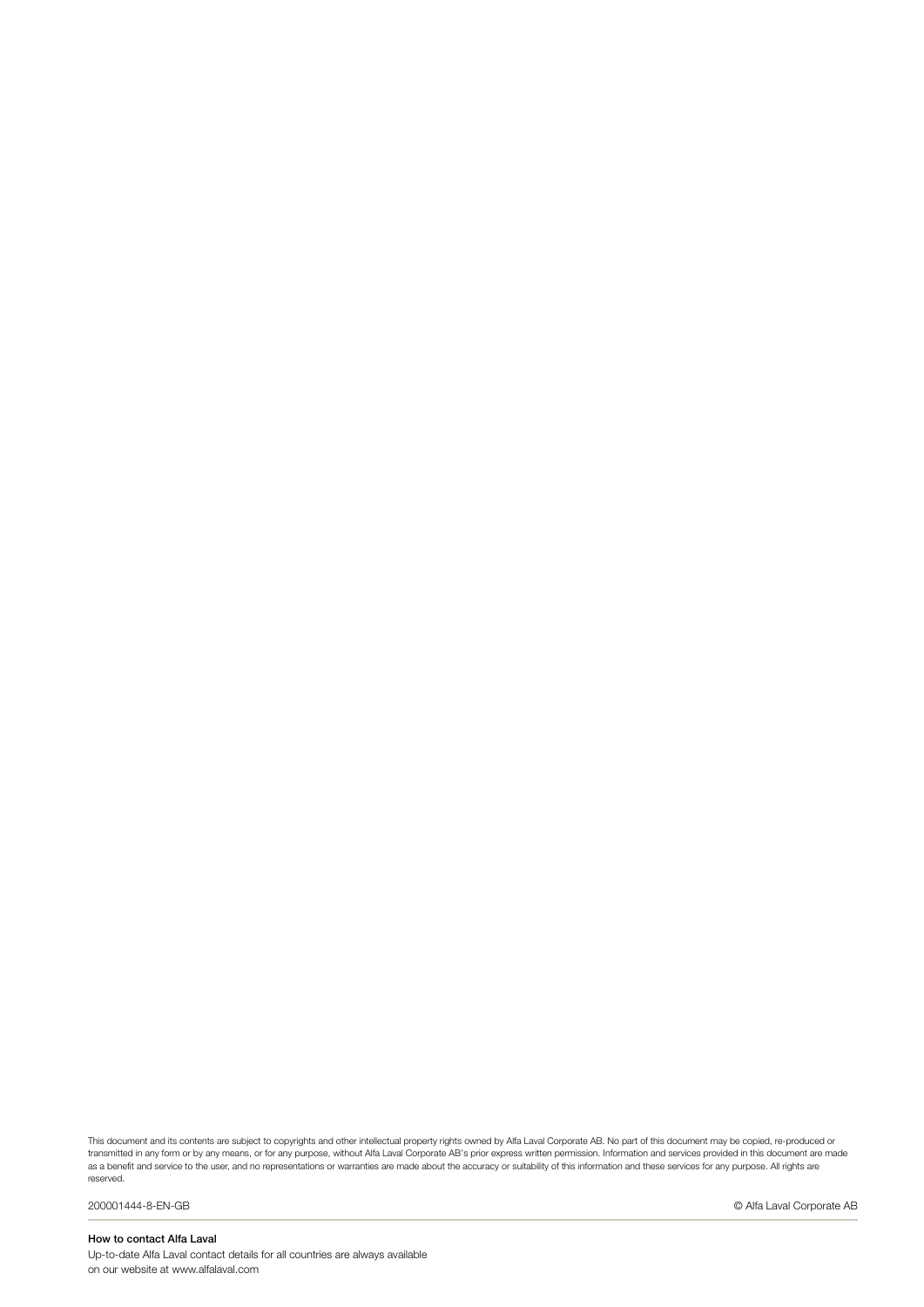This document and its contents are subject to copyrights and other intellectual property rights owned by Alfa Laval Corporate AB. No part of this document may be copied, re-produced or transmitted in any form or by any means, or for any purpose, without Alfa Laval Corporate AB's prior express written permission. Information and services provided in this document are made as a benefit and service to the user, and no representations or warranties are made about the accuracy or suitability of this information and these services for any purpose. All rights are reserved.

200001444-8-EN-GB

© Alfa Laval Corporate AB

**How to contact Alfa Laval**

Up-to-date Alfa Laval contact details for all countries are always available on our website at www.alfalaval.com